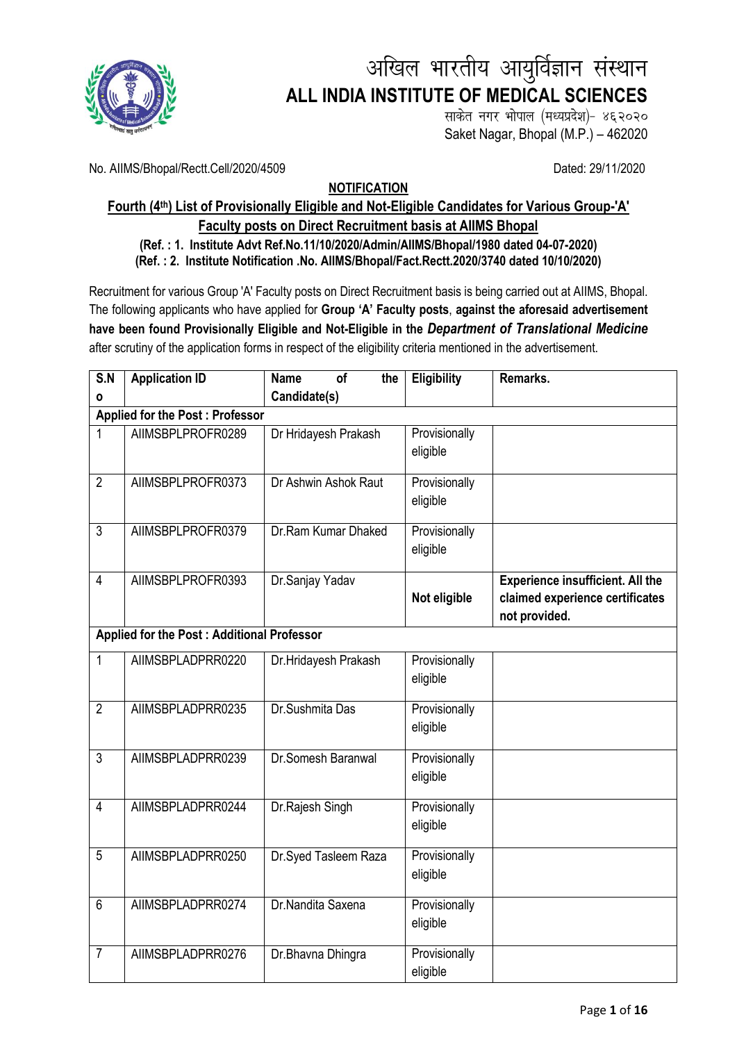# अखिल भारतीय आयुर्विज्ञान संस्थान
# ALL INDIA INSTITUTE OF MEDICAL SCIENCES

साकेत नगर भोपाल (मध्यप्रदेश)- ४६२०२०
Saket Nagar, Bhopal (M.P.) – 462020

No. AIIMS/Bhopal/Rectt.Cell/2020/4509 Dated: 29/11/2020

**NOTIFICATION**

**Fourth (4th) List of Provisionally Eligible and Not-Eligible Candidates for Various Group-'A' Faculty posts on Direct Recruitment basis at AIIMS Bhopal**

**(Ref. : 1. Institute Advt Ref.No.11/10/2020/Admin/AIIMS/Bhopal/1980 dated 04-07-2020)**
**(Ref. : 2. Institute Notification .No. AIIMS/Bhopal/Fact.Rectt.2020/3740 dated 10/10/2020)**

Recruitment for various Group 'A' Faculty posts on Direct Recruitment basis is being carried out at AIIMS, Bhopal. The following applicants who have applied for **Group 'A' Faculty posts**, **against the aforesaid advertisement have been found Provisionally Eligible and Not-Eligible in the *Department of Translational Medicine*** after scrutiny of the application forms in respect of the eligibility criteria mentioned in the advertisement.

| S.No | Application ID | Name of the Candidate(s) | Eligibility | Remarks. |
|---|---|---|---|---|
| **Applied for the Post : Professor** | | | | |
| 1 | AIIMSBPLPROFR0289 | Dr Hridayesh Prakash | Provisionally eligible | |
| 2 | AIIMSBPLPROFR0373 | Dr Ashwin Ashok Raut | Provisionally eligible | |
| 3 | AIIMSBPLPROFR0379 | Dr.Ram Kumar Dhaked | Provisionally eligible | |
| 4 | AIIMSBPLPROFR0393 | Dr.Sanjay Yadav | **Not eligible** | **Experience insufficient. All the claimed experience certificates not provided.** |
| **Applied for the Post : Additional Professor** | | | | |
| 1 | AIIMSBPLADPRR0220 | Dr.Hridayesh Prakash | Provisionally eligible | |
| 2 | AIIMSBPLADPRR0235 | Dr.Sushmita Das | Provisionally eligible | |
| 3 | AIIMSBPLADPRR0239 | Dr.Somesh Baranwal | Provisionally eligible | |
| 4 | AIIMSBPLADPRR0244 | Dr.Rajesh Singh | Provisionally eligible | |
| 5 | AIIMSBPLADPRR0250 | Dr.Syed Tasleem Raza | Provisionally eligible | |
| 6 | AIIMSBPLADPRR0274 | Dr.Nandita Saxena | Provisionally eligible | |
| 7 | AIIMSBPLADPRR0276 | Dr.Bhavna Dhingra | Provisionally eligible | |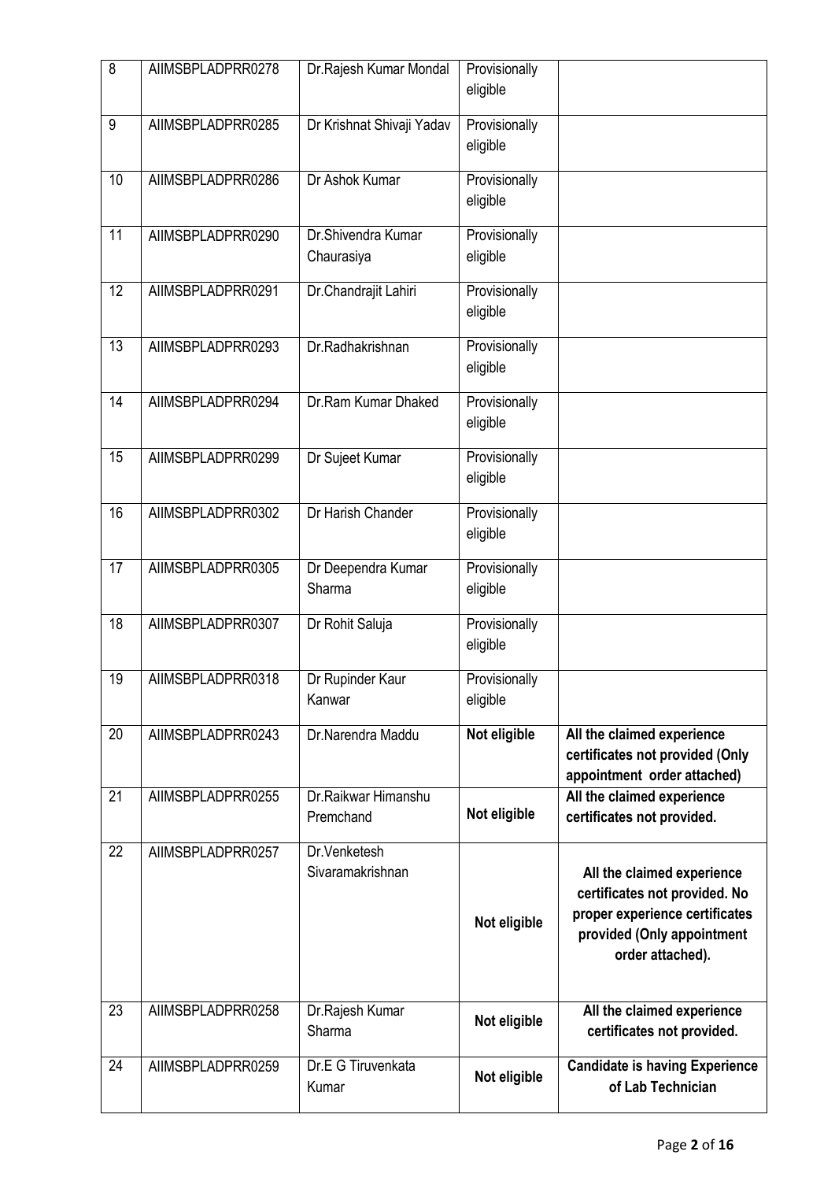| 8 | AIIMSBPLADPRR0278 | Dr.Rajesh Kumar Mondal | Provisionally eligible | |
|---|---|---|---|---|
| 9 | AIIMSBPLADPRR0285 | Dr Krishnat Shivaji Yadav | Provisionally eligible | |
| 10 | AIIMSBPLADPRR0286 | Dr Ashok Kumar | Provisionally eligible | |
| 11 | AIIMSBPLADPRR0290 | Dr.Shivendra Kumar Chaurasiya | Provisionally eligible | |
| 12 | AIIMSBPLADPRR0291 | Dr.Chandrajit Lahiri | Provisionally eligible | |
| 13 | AIIMSBPLADPRR0293 | Dr.Radhakrishnan | Provisionally eligible | |
| 14 | AIIMSBPLADPRR0294 | Dr.Ram Kumar Dhaked | Provisionally eligible | |
| 15 | AIIMSBPLADPRR0299 | Dr Sujeet Kumar | Provisionally eligible | |
| 16 | AIIMSBPLADPRR0302 | Dr Harish Chander | Provisionally eligible | |
| 17 | AIIMSBPLADPRR0305 | Dr Deependra Kumar Sharma | Provisionally eligible | |
| 18 | AIIMSBPLADPRR0307 | Dr Rohit Saluja | Provisionally eligible | |
| 19 | AIIMSBPLADPRR0318 | Dr Rupinder Kaur Kanwar | Provisionally eligible | |
| 20 | AIIMSBPLADPRR0243 | Dr.Narendra Maddu | **Not eligible** | **All the claimed experience certificates not provided (Only appointment order attached)** |
| 21 | AIIMSBPLADPRR0255 | Dr.Raikwar Himanshu Premchand | **Not eligible** | **All the claimed experience certificates not provided.** |
| 22 | AIIMSBPLADPRR0257 | Dr.Venketesh Sivaramakrishnan | **Not eligible** | **All the claimed experience certificates not provided. No proper experience certificates provided (Only appointment order attached).** |
| 23 | AIIMSBPLADPRR0258 | Dr.Rajesh Kumar Sharma | **Not eligible** | **All the claimed experience certificates not provided.** |
| 24 | AIIMSBPLADPRR0259 | Dr.E G Tiruvenkata Kumar | **Not eligible** | **Candidate is having Experience of Lab Technician** |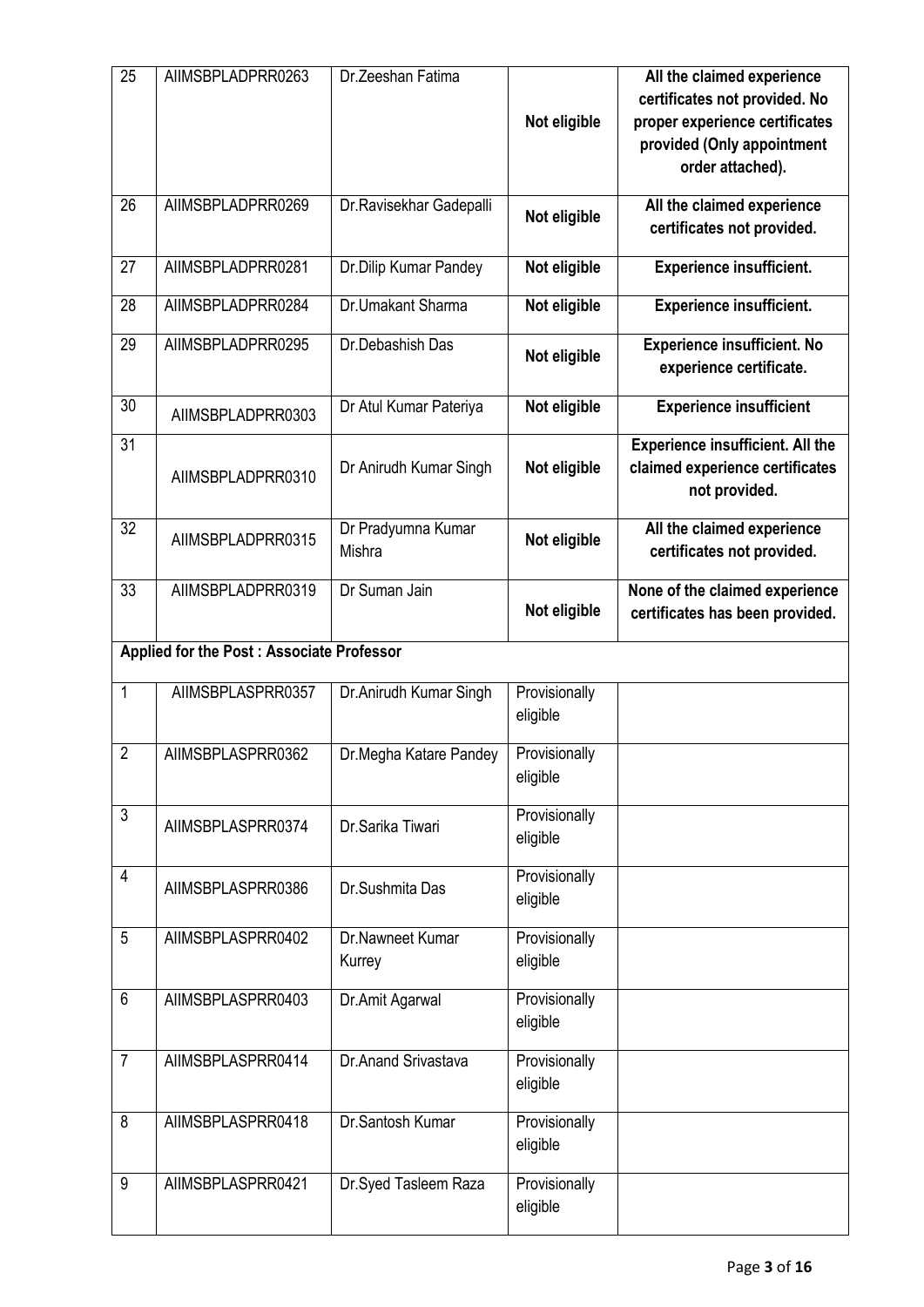| 25 | AIIMSBPLADPRR0263 | Dr.Zeeshan Fatima | **Not eligible** | **All the claimed experience certificates not provided. No proper experience certificates provided (Only appointment order attached).** |
|---|---|---|---|---|
| 26 | AIIMSBPLADPRR0269 | Dr.Ravisekhar Gadepalli | **Not eligible** | **All the claimed experience certificates not provided.** |
| 27 | AIIMSBPLADPRR0281 | Dr.Dilip Kumar Pandey | **Not eligible** | **Experience insufficient.** |
| 28 | AIIMSBPLADPRR0284 | Dr.Umakant Sharma | **Not eligible** | **Experience insufficient.** |
| 29 | AIIMSBPLADPRR0295 | Dr.Debashish Das | **Not eligible** | **Experience insufficient. No experience certificate.** |
| 30 | AIIMSBPLADPRR0303 | Dr Atul Kumar Pateriya | **Not eligible** | **Experience insufficient** |
| 31 | AIIMSBPLADPRR0310 | Dr Anirudh Kumar Singh | **Not eligible** | **Experience insufficient. All the claimed experience certificates not provided.** |
| 32 | AIIMSBPLADPRR0315 | Dr Pradyumna Kumar Mishra | **Not eligible** | **All the claimed experience certificates not provided.** |
| 33 | AIIMSBPLADPRR0319 | Dr Suman Jain | **Not eligible** | **None of the claimed experience certificates has been provided.** |
| **Applied for the Post : Associate Professor** | | | | |
| 1 | AIIMSBPLASPRR0357 | Dr.Anirudh Kumar Singh | Provisionally eligible | |
| 2 | AIIMSBPLASPRR0362 | Dr.Megha Katare Pandey | Provisionally eligible | |
| 3 | AIIMSBPLASPRR0374 | Dr.Sarika Tiwari | Provisionally eligible | |
| 4 | AIIMSBPLASPRR0386 | Dr.Sushmita Das | Provisionally eligible | |
| 5 | AIIMSBPLASPRR0402 | Dr.Nawneet Kumar Kurrey | Provisionally eligible | |
| 6 | AIIMSBPLASPRR0403 | Dr.Amit Agarwal | Provisionally eligible | |
| 7 | AIIMSBPLASPRR0414 | Dr.Anand Srivastava | Provisionally eligible | |
| 8 | AIIMSBPLASPRR0418 | Dr.Santosh Kumar | Provisionally eligible | |
| 9 | AIIMSBPLASPRR0421 | Dr.Syed Tasleem Raza | Provisionally eligible | |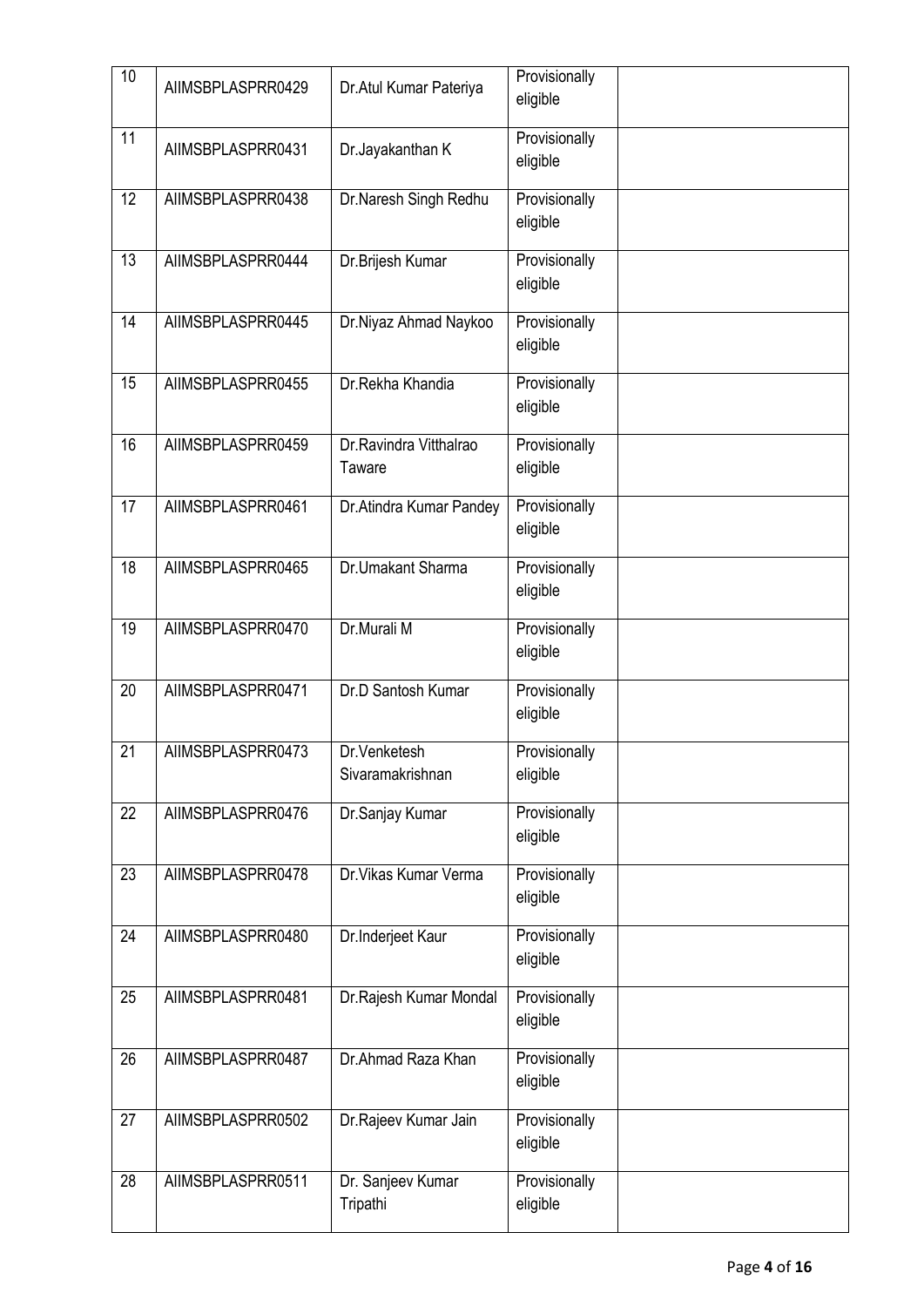| 10 | AIIMSBPLASPRR0429 | Dr.Atul Kumar Pateriya | Provisionally eligible | |
|---|---|---|---|---|
| 11 | AIIMSBPLASPRR0431 | Dr.Jayakanthan K | Provisionally eligible | |
| 12 | AIIMSBPLASPRR0438 | Dr.Naresh Singh Redhu | Provisionally eligible | |
| 13 | AIIMSBPLASPRR0444 | Dr.Brijesh Kumar | Provisionally eligible | |
| 14 | AIIMSBPLASPRR0445 | Dr.Niyaz Ahmad Naykoo | Provisionally eligible | |
| 15 | AIIMSBPLASPRR0455 | Dr.Rekha Khandia | Provisionally eligible | |
| 16 | AIIMSBPLASPRR0459 | Dr.Ravindra Vitthalrao Taware | Provisionally eligible | |
| 17 | AIIMSBPLASPRR0461 | Dr.Atindra Kumar Pandey | Provisionally eligible | |
| 18 | AIIMSBPLASPRR0465 | Dr.Umakant Sharma | Provisionally eligible | |
| 19 | AIIMSBPLASPRR0470 | Dr.Murali M | Provisionally eligible | |
| 20 | AIIMSBPLASPRR0471 | Dr.D Santosh Kumar | Provisionally eligible | |
| 21 | AIIMSBPLASPRR0473 | Dr.Venketesh Sivaramakrishnan | Provisionally eligible | |
| 22 | AIIMSBPLASPRR0476 | Dr.Sanjay Kumar | Provisionally eligible | |
| 23 | AIIMSBPLASPRR0478 | Dr.Vikas Kumar Verma | Provisionally eligible | |
| 24 | AIIMSBPLASPRR0480 | Dr.Inderjeet Kaur | Provisionally eligible | |
| 25 | AIIMSBPLASPRR0481 | Dr.Rajesh Kumar Mondal | Provisionally eligible | |
| 26 | AIIMSBPLASPRR0487 | Dr.Ahmad Raza Khan | Provisionally eligible | |
| 27 | AIIMSBPLASPRR0502 | Dr.Rajeev Kumar Jain | Provisionally eligible | |
| 28 | AIIMSBPLASPRR0511 | Dr. Sanjeev Kumar Tripathi | Provisionally eligible | |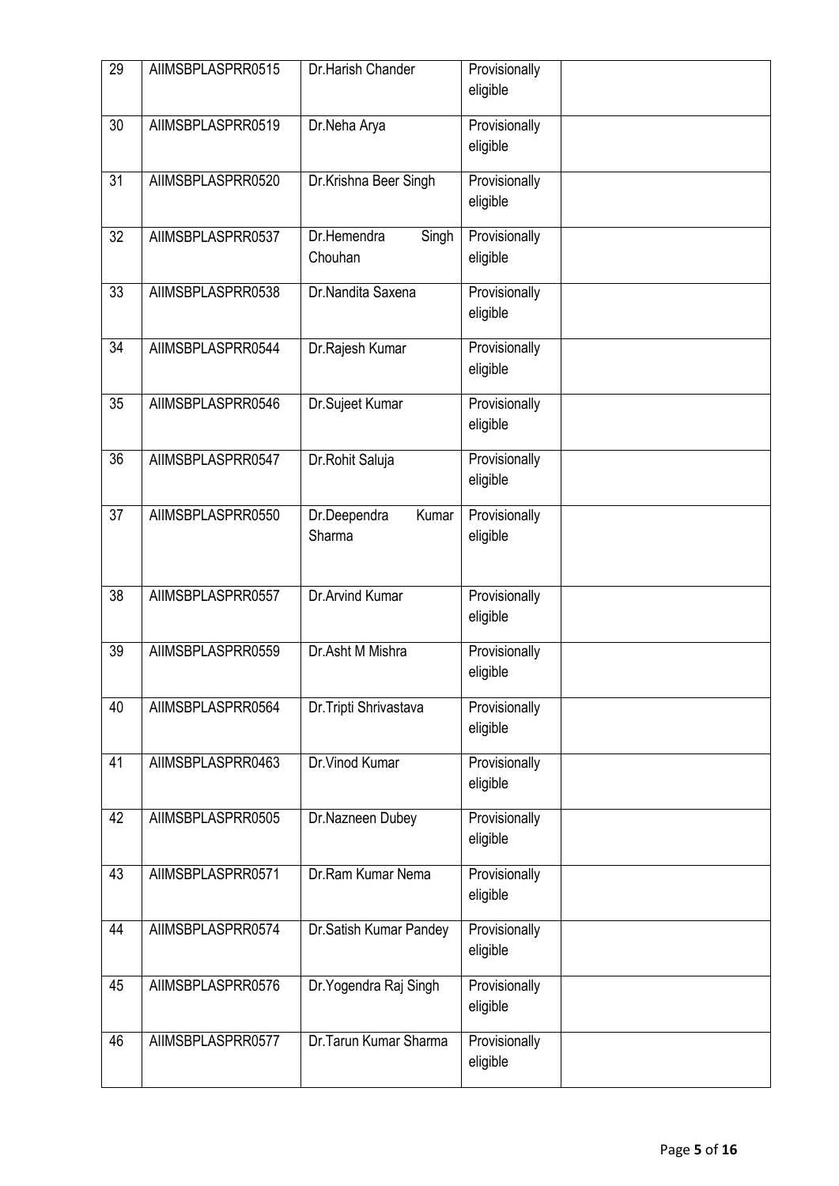| 29 | AIIMSBPLASPRR0515 | Dr.Harish Chander | Provisionally eligible | |
|---|---|---|---|---|
| 30 | AIIMSBPLASPRR0519 | Dr.Neha Arya | Provisionally eligible | |
| 31 | AIIMSBPLASPRR0520 | Dr.Krishna Beer Singh | Provisionally eligible | |
| 32 | AIIMSBPLASPRR0537 | Dr.Hemendra Singh Chouhan | Provisionally eligible | |
| 33 | AIIMSBPLASPRR0538 | Dr.Nandita Saxena | Provisionally eligible | |
| 34 | AIIMSBPLASPRR0544 | Dr.Rajesh Kumar | Provisionally eligible | |
| 35 | AIIMSBPLASPRR0546 | Dr.Sujeet Kumar | Provisionally eligible | |
| 36 | AIIMSBPLASPRR0547 | Dr.Rohit Saluja | Provisionally eligible | |
| 37 | AIIMSBPLASPRR0550 | Dr.Deependra Kumar Sharma | Provisionally eligible | |
| 38 | AIIMSBPLASPRR0557 | Dr.Arvind Kumar | Provisionally eligible | |
| 39 | AIIMSBPLASPRR0559 | Dr.Asht M Mishra | Provisionally eligible | |
| 40 | AIIMSBPLASPRR0564 | Dr.Tripti Shrivastava | Provisionally eligible | |
| 41 | AIIMSBPLASPRR0463 | Dr.Vinod Kumar | Provisionally eligible | |
| 42 | AIIMSBPLASPRR0505 | Dr.Nazneen Dubey | Provisionally eligible | |
| 43 | AIIMSBPLASPRR0571 | Dr.Ram Kumar Nema | Provisionally eligible | |
| 44 | AIIMSBPLASPRR0574 | Dr.Satish Kumar Pandey | Provisionally eligible | |
| 45 | AIIMSBPLASPRR0576 | Dr.Yogendra Raj Singh | Provisionally eligible | |
| 46 | AIIMSBPLASPRR0577 | Dr.Tarun Kumar Sharma | Provisionally eligible | |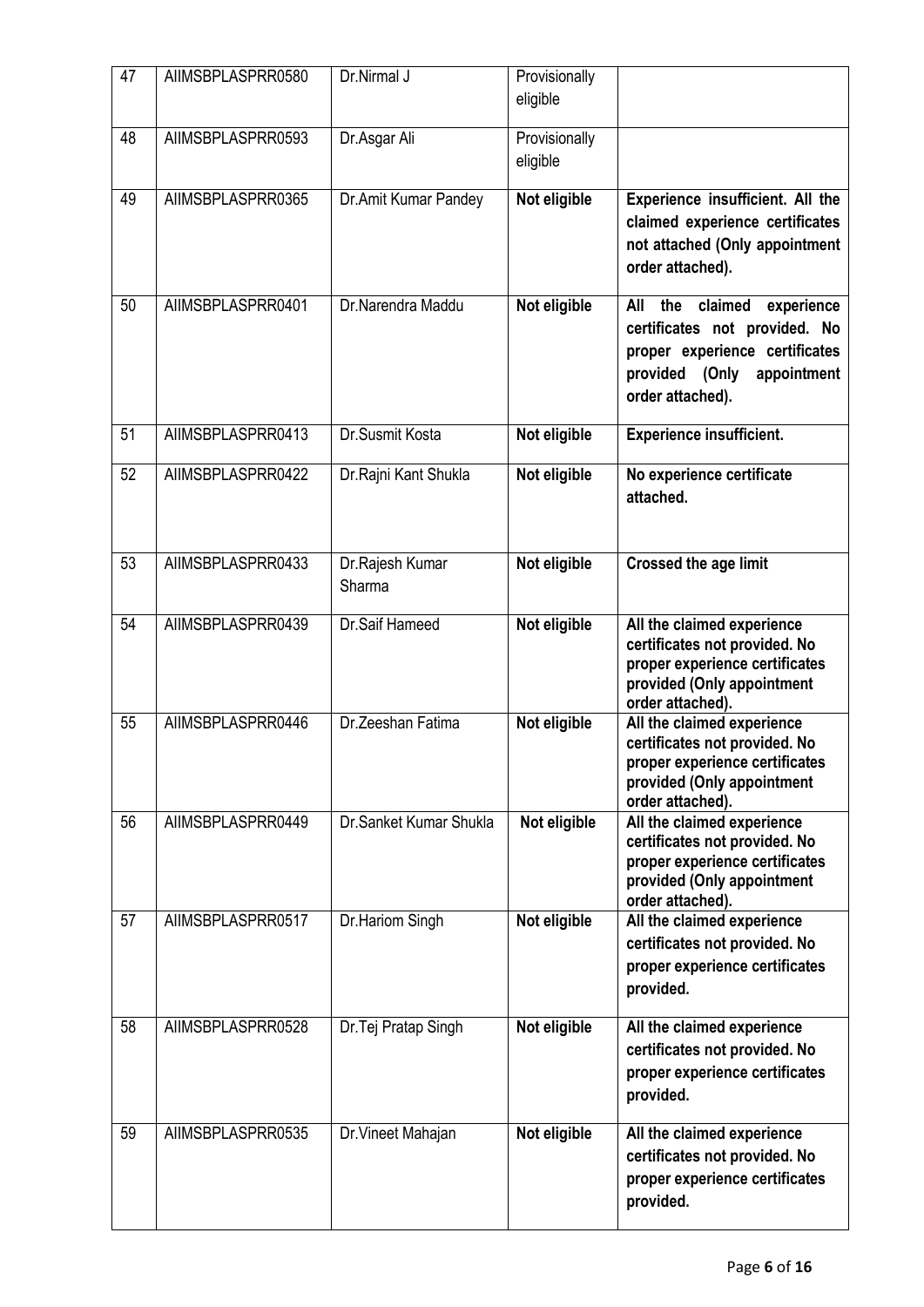| 47 | AIIMSBPLASPRR0580 | Dr.Nirmal J | Provisionally eligible | |
|---|---|---|---|---|
| 48 | AIIMSBPLASPRR0593 | Dr.Asgar Ali | Provisionally eligible | |
| 49 | AIIMSBPLASPRR0365 | Dr.Amit Kumar Pandey | **Not eligible** | **Experience insufficient. All the claimed experience certificates not attached (Only appointment order attached).** |
| 50 | AIIMSBPLASPRR0401 | Dr.Narendra Maddu | **Not eligible** | **All the claimed experience certificates not provided. No proper experience certificates provided (Only appointment order attached).** |
| 51 | AIIMSBPLASPRR0413 | Dr.Susmit Kosta | **Not eligible** | **Experience insufficient.** |
| 52 | AIIMSBPLASPRR0422 | Dr.Rajni Kant Shukla | **Not eligible** | **No experience certificate attached.** |
| 53 | AIIMSBPLASPRR0433 | Dr.Rajesh Kumar Sharma | **Not eligible** | **Crossed the age limit** |
| 54 | AIIMSBPLASPRR0439 | Dr.Saif Hameed | **Not eligible** | **All the claimed experience certificates not provided. No proper experience certificates provided (Only appointment order attached).** |
| 55 | AIIMSBPLASPRR0446 | Dr.Zeeshan Fatima | **Not eligible** | **All the claimed experience certificates not provided. No proper experience certificates provided (Only appointment order attached).** |
| 56 | AIIMSBPLASPRR0449 | Dr.Sanket Kumar Shukla | **Not eligible** | **All the claimed experience certificates not provided. No proper experience certificates provided (Only appointment order attached).** |
| 57 | AIIMSBPLASPRR0517 | Dr.Hariom Singh | **Not eligible** | **All the claimed experience certificates not provided. No proper experience certificates provided.** |
| 58 | AIIMSBPLASPRR0528 | Dr.Tej Pratap Singh | **Not eligible** | **All the claimed experience certificates not provided. No proper experience certificates provided.** |
| 59 | AIIMSBPLASPRR0535 | Dr.Vineet Mahajan | **Not eligible** | **All the claimed experience certificates not provided. No proper experience certificates provided.** |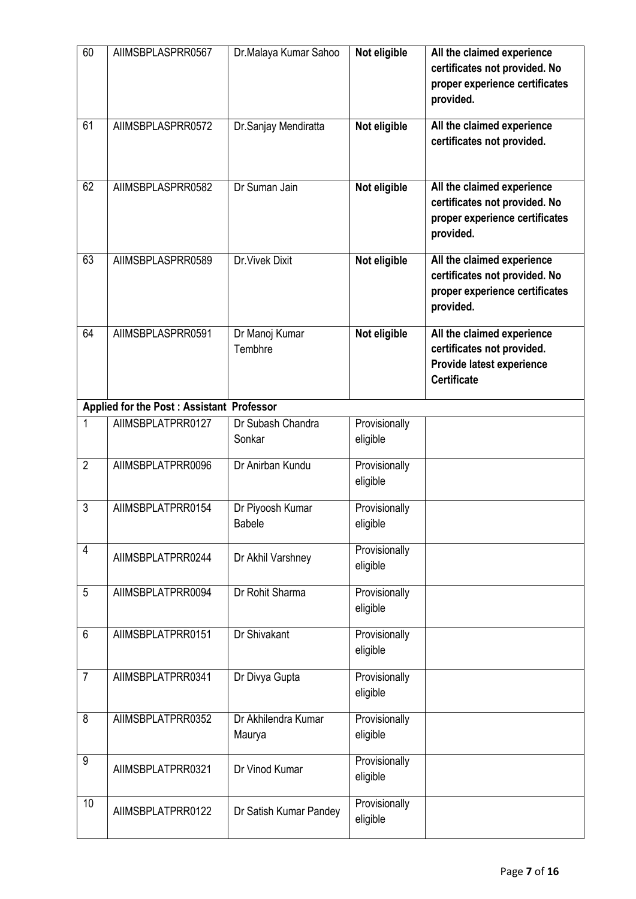| | | | | |
|---|---|---|---|---|
| 60 | AIIMSBPLASPRR0567 | Dr.Malaya Kumar Sahoo | **Not eligible** | **All the claimed experience certificates not provided. No proper experience certificates provided.** |
| 61 | AIIMSBPLASPRR0572 | Dr.Sanjay Mendiratta | **Not eligible** | **All the claimed experience certificates not provided.** |
| 62 | AIIMSBPLASPRR0582 | Dr Suman Jain | **Not eligible** | **All the claimed experience certificates not provided. No proper experience certificates provided.** |
| 63 | AIIMSBPLASPRR0589 | Dr.Vivek Dixit | **Not eligible** | **All the claimed experience certificates not provided. No proper experience certificates provided.** |
| 64 | AIIMSBPLASPRR0591 | Dr Manoj Kumar Tembhre | **Not eligible** | **All the claimed experience certificates not provided. Provide latest experience Certificate** |
| **Applied for the Post : Assistant Professor** | | | | |
| 1 | AIIMSBPLATPRR0127 | Dr Subash Chandra Sonkar | Provisionally eligible | |
| 2 | AIIMSBPLATPRR0096 | Dr Anirban Kundu | Provisionally eligible | |
| 3 | AIIMSBPLATPRR0154 | Dr Piyoosh Kumar Babele | Provisionally eligible | |
| 4 | AIIMSBPLATPRR0244 | Dr Akhil Varshney | Provisionally eligible | |
| 5 | AIIMSBPLATPRR0094 | Dr Rohit Sharma | Provisionally eligible | |
| 6 | AIIMSBPLATPRR0151 | Dr Shivakant | Provisionally eligible | |
| 7 | AIIMSBPLATPRR0341 | Dr Divya Gupta | Provisionally eligible | |
| 8 | AIIMSBPLATPRR0352 | Dr Akhilendra Kumar Maurya | Provisionally eligible | |
| 9 | AIIMSBPLATPRR0321 | Dr Vinod Kumar | Provisionally eligible | |
| 10 | AIIMSBPLATPRR0122 | Dr Satish Kumar Pandey | Provisionally eligible | |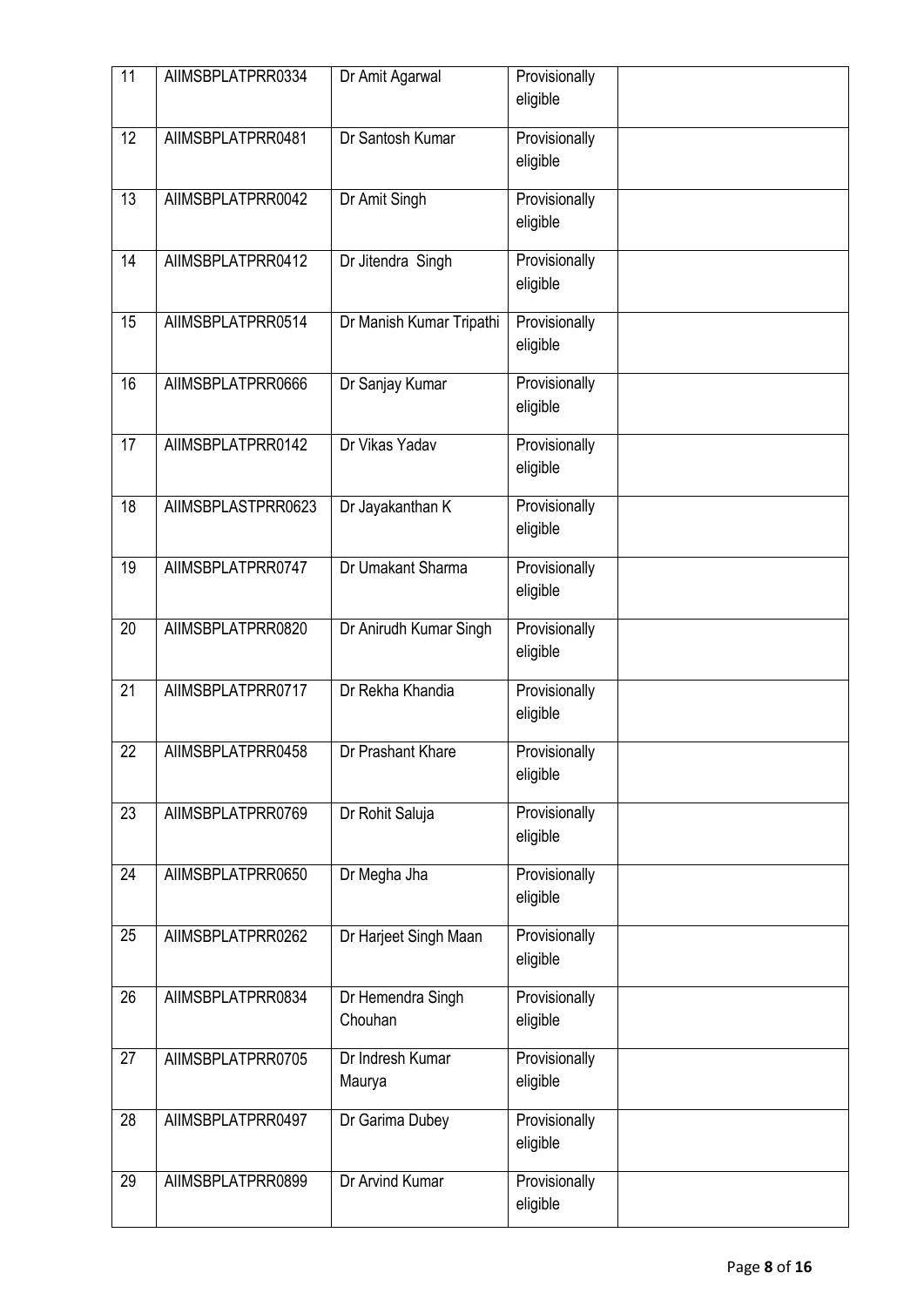| 11 | AIIMSBPLATPRR0334 | Dr Amit Agarwal | Provisionally eligible | |
|---|---|---|---|---|
| 12 | AIIMSBPLATPRR0481 | Dr Santosh Kumar | Provisionally eligible | |
| 13 | AIIMSBPLATPRR0042 | Dr Amit Singh | Provisionally eligible | |
| 14 | AIIMSBPLATPRR0412 | Dr Jitendra Singh | Provisionally eligible | |
| 15 | AIIMSBPLATPRR0514 | Dr Manish Kumar Tripathi | Provisionally eligible | |
| 16 | AIIMSBPLATPRR0666 | Dr Sanjay Kumar | Provisionally eligible | |
| 17 | AIIMSBPLATPRR0142 | Dr Vikas Yadav | Provisionally eligible | |
| 18 | AIIMSBPLASTPRR0623 | Dr Jayakanthan K | Provisionally eligible | |
| 19 | AIIMSBPLATPRR0747 | Dr Umakant Sharma | Provisionally eligible | |
| 20 | AIIMSBPLATPRR0820 | Dr Anirudh Kumar Singh | Provisionally eligible | |
| 21 | AIIMSBPLATPRR0717 | Dr Rekha Khandia | Provisionally eligible | |
| 22 | AIIMSBPLATPRR0458 | Dr Prashant Khare | Provisionally eligible | |
| 23 | AIIMSBPLATPRR0769 | Dr Rohit Saluja | Provisionally eligible | |
| 24 | AIIMSBPLATPRR0650 | Dr Megha Jha | Provisionally eligible | |
| 25 | AIIMSBPLATPRR0262 | Dr Harjeet Singh Maan | Provisionally eligible | |
| 26 | AIIMSBPLATPRR0834 | Dr Hemendra Singh Chouhan | Provisionally eligible | |
| 27 | AIIMSBPLATPRR0705 | Dr Indresh Kumar Maurya | Provisionally eligible | |
| 28 | AIIMSBPLATPRR0497 | Dr Garima Dubey | Provisionally eligible | |
| 29 | AIIMSBPLATPRR0899 | Dr Arvind Kumar | Provisionally eligible | |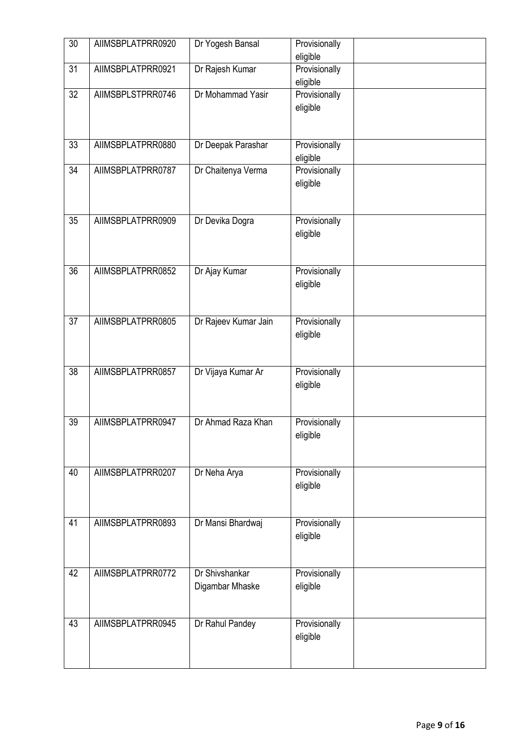| 30 | AIIMSBPLATPRR0920 | Dr Yogesh Bansal | Provisionally eligible | |
|---|---|---|---|---|
| 31 | AIIMSBPLATPRR0921 | Dr Rajesh Kumar | Provisionally eligible | |
| 32 | AIIMSBPLSTPRR0746 | Dr Mohammad Yasir | Provisionally eligible | |
| 33 | AIIMSBPLATPRR0880 | Dr Deepak Parashar | Provisionally eligible | |
| 34 | AIIMSBPLATPRR0787 | Dr Chaitenya Verma | Provisionally eligible | |
| 35 | AIIMSBPLATPRR0909 | Dr Devika Dogra | Provisionally eligible | |
| 36 | AIIMSBPLATPRR0852 | Dr Ajay Kumar | Provisionally eligible | |
| 37 | AIIMSBPLATPRR0805 | Dr Rajeev Kumar Jain | Provisionally eligible | |
| 38 | AIIMSBPLATPRR0857 | Dr Vijaya Kumar Ar | Provisionally eligible | |
| 39 | AIIMSBPLATPRR0947 | Dr Ahmad Raza Khan | Provisionally eligible | |
| 40 | AIIMSBPLATPRR0207 | Dr Neha Arya | Provisionally eligible | |
| 41 | AIIMSBPLATPRR0893 | Dr Mansi Bhardwaj | Provisionally eligible | |
| 42 | AIIMSBPLATPRR0772 | Dr Shivshankar Digambar Mhaske | Provisionally eligible | |
| 43 | AIIMSBPLATPRR0945 | Dr Rahul Pandey | Provisionally eligible | |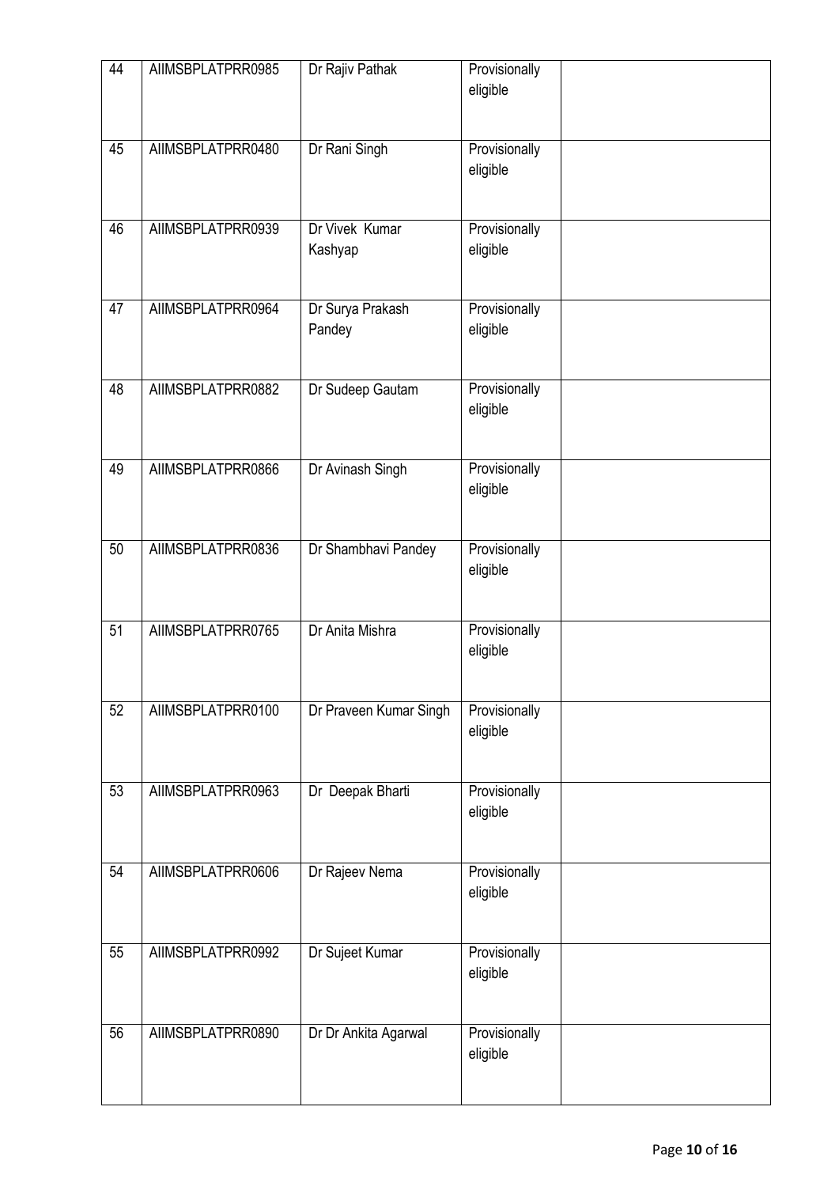| 44 | AIIMSBPLATPRR0985 | Dr Rajiv Pathak | Provisionally eligible | |
|---|---|---|---|---|
| 45 | AIIMSBPLATPRR0480 | Dr Rani Singh | Provisionally eligible | |
| 46 | AIIMSBPLATPRR0939 | Dr Vivek Kumar Kashyap | Provisionally eligible | |
| 47 | AIIMSBPLATPRR0964 | Dr Surya Prakash Pandey | Provisionally eligible | |
| 48 | AIIMSBPLATPRR0882 | Dr Sudeep Gautam | Provisionally eligible | |
| 49 | AIIMSBPLATPRR0866 | Dr Avinash Singh | Provisionally eligible | |
| 50 | AIIMSBPLATPRR0836 | Dr Shambhavi Pandey | Provisionally eligible | |
| 51 | AIIMSBPLATPRR0765 | Dr Anita Mishra | Provisionally eligible | |
| 52 | AIIMSBPLATPRR0100 | Dr Praveen Kumar Singh | Provisionally eligible | |
| 53 | AIIMSBPLATPRR0963 | Dr Deepak Bharti | Provisionally eligible | |
| 54 | AIIMSBPLATPRR0606 | Dr Rajeev Nema | Provisionally eligible | |
| 55 | AIIMSBPLATPRR0992 | Dr Sujeet Kumar | Provisionally eligible | |
| 56 | AIIMSBPLATPRR0890 | Dr Dr Ankita Agarwal | Provisionally eligible | |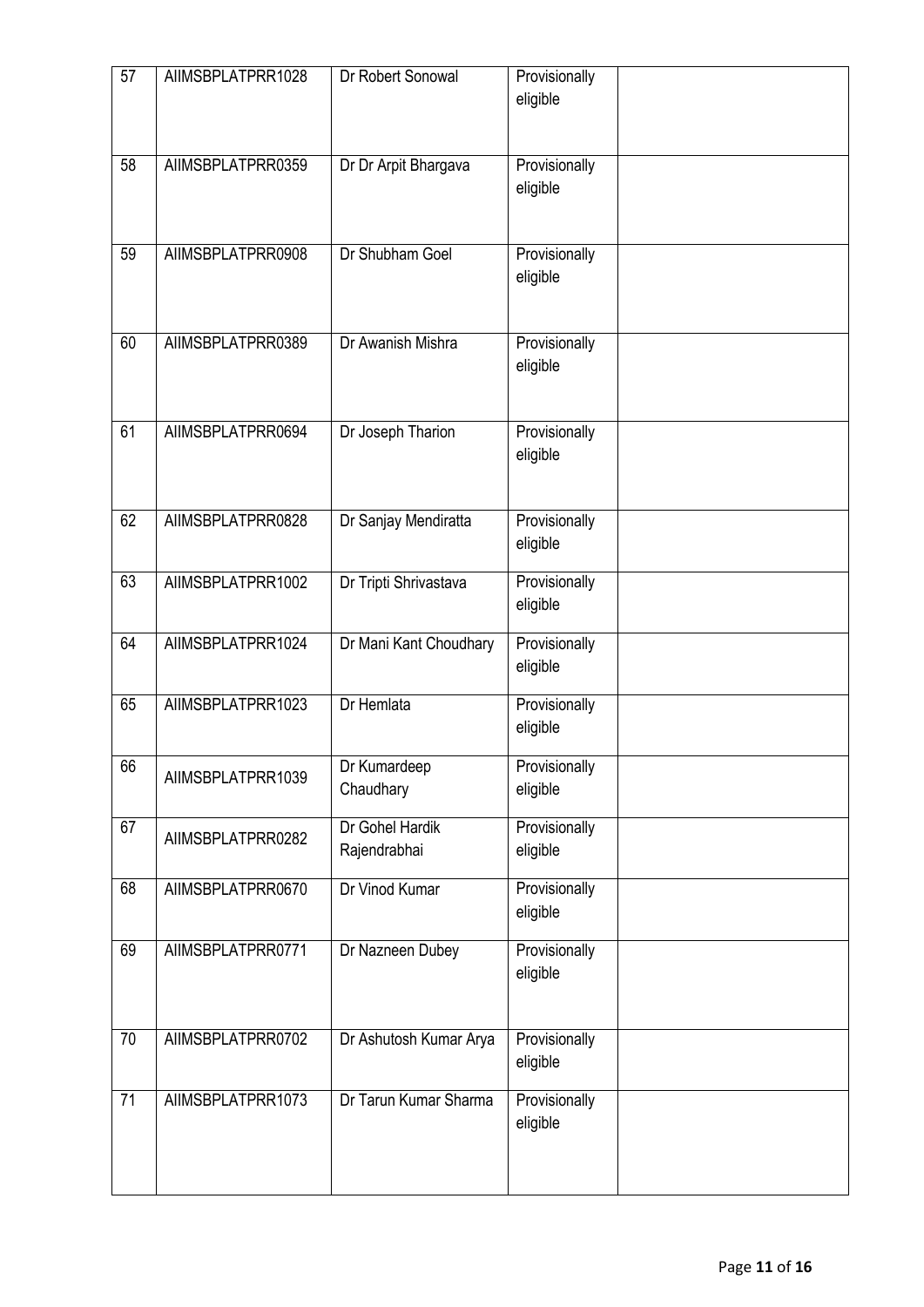| 57 | AIIMSBPLATPRR1028 | Dr Robert Sonowal | Provisionally eligible | |
|---|---|---|---|---|
| 58 | AIIMSBPLATPRR0359 | Dr Dr Arpit Bhargava | Provisionally eligible | |
| 59 | AIIMSBPLATPRR0908 | Dr Shubham Goel | Provisionally eligible | |
| 60 | AIIMSBPLATPRR0389 | Dr Awanish Mishra | Provisionally eligible | |
| 61 | AIIMSBPLATPRR0694 | Dr Joseph Tharion | Provisionally eligible | |
| 62 | AIIMSBPLATPRR0828 | Dr Sanjay Mendiratta | Provisionally eligible | |
| 63 | AIIMSBPLATPRR1002 | Dr Tripti Shrivastava | Provisionally eligible | |
| 64 | AIIMSBPLATPRR1024 | Dr Mani Kant Choudhary | Provisionally eligible | |
| 65 | AIIMSBPLATPRR1023 | Dr Hemlata | Provisionally eligible | |
| 66 | AIIMSBPLATPRR1039 | Dr Kumardeep Chaudhary | Provisionally eligible | |
| 67 | AIIMSBPLATPRR0282 | Dr Gohel Hardik Rajendrabhai | Provisionally eligible | |
| 68 | AIIMSBPLATPRR0670 | Dr Vinod Kumar | Provisionally eligible | |
| 69 | AIIMSBPLATPRR0771 | Dr Nazneen Dubey | Provisionally eligible | |
| 70 | AIIMSBPLATPRR0702 | Dr Ashutosh Kumar Arya | Provisionally eligible | |
| 71 | AIIMSBPLATPRR1073 | Dr Tarun Kumar Sharma | Provisionally eligible | |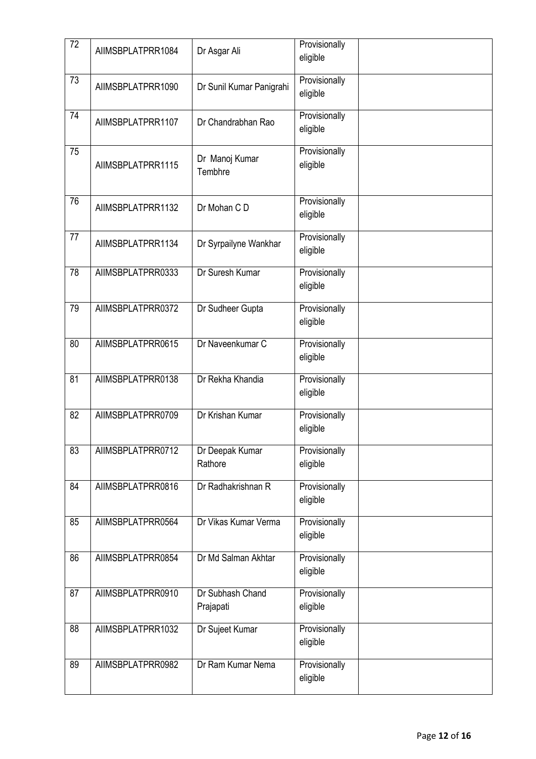| 72 | AIIMSBPLATPRR1084 | Dr Asgar Ali | Provisionally eligible | |
|---|---|---|---|---|
| 73 | AIIMSBPLATPRR1090 | Dr Sunil Kumar Panigrahi | Provisionally eligible | |
| 74 | AIIMSBPLATPRR1107 | Dr Chandrabhan Rao | Provisionally eligible | |
| 75 | AIIMSBPLATPRR1115 | Dr Manoj Kumar Tembhre | Provisionally eligible | |
| 76 | AIIMSBPLATPRR1132 | Dr Mohan C D | Provisionally eligible | |
| 77 | AIIMSBPLATPRR1134 | Dr Syrpailyne Wankhar | Provisionally eligible | |
| 78 | AIIMSBPLATPRR0333 | Dr Suresh Kumar | Provisionally eligible | |
| 79 | AIIMSBPLATPRR0372 | Dr Sudheer Gupta | Provisionally eligible | |
| 80 | AIIMSBPLATPRR0615 | Dr Naveenkumar C | Provisionally eligible | |
| 81 | AIIMSBPLATPRR0138 | Dr Rekha Khandia | Provisionally eligible | |
| 82 | AIIMSBPLATPRR0709 | Dr Krishan Kumar | Provisionally eligible | |
| 83 | AIIMSBPLATPRR0712 | Dr Deepak Kumar Rathore | Provisionally eligible | |
| 84 | AIIMSBPLATPRR0816 | Dr Radhakrishnan R | Provisionally eligible | |
| 85 | AIIMSBPLATPRR0564 | Dr Vikas Kumar Verma | Provisionally eligible | |
| 86 | AIIMSBPLATPRR0854 | Dr Md Salman Akhtar | Provisionally eligible | |
| 87 | AIIMSBPLATPRR0910 | Dr Subhash Chand Prajapati | Provisionally eligible | |
| 88 | AIIMSBPLATPRR1032 | Dr Sujeet Kumar | Provisionally eligible | |
| 89 | AIIMSBPLATPRR0982 | Dr Ram Kumar Nema | Provisionally eligible | |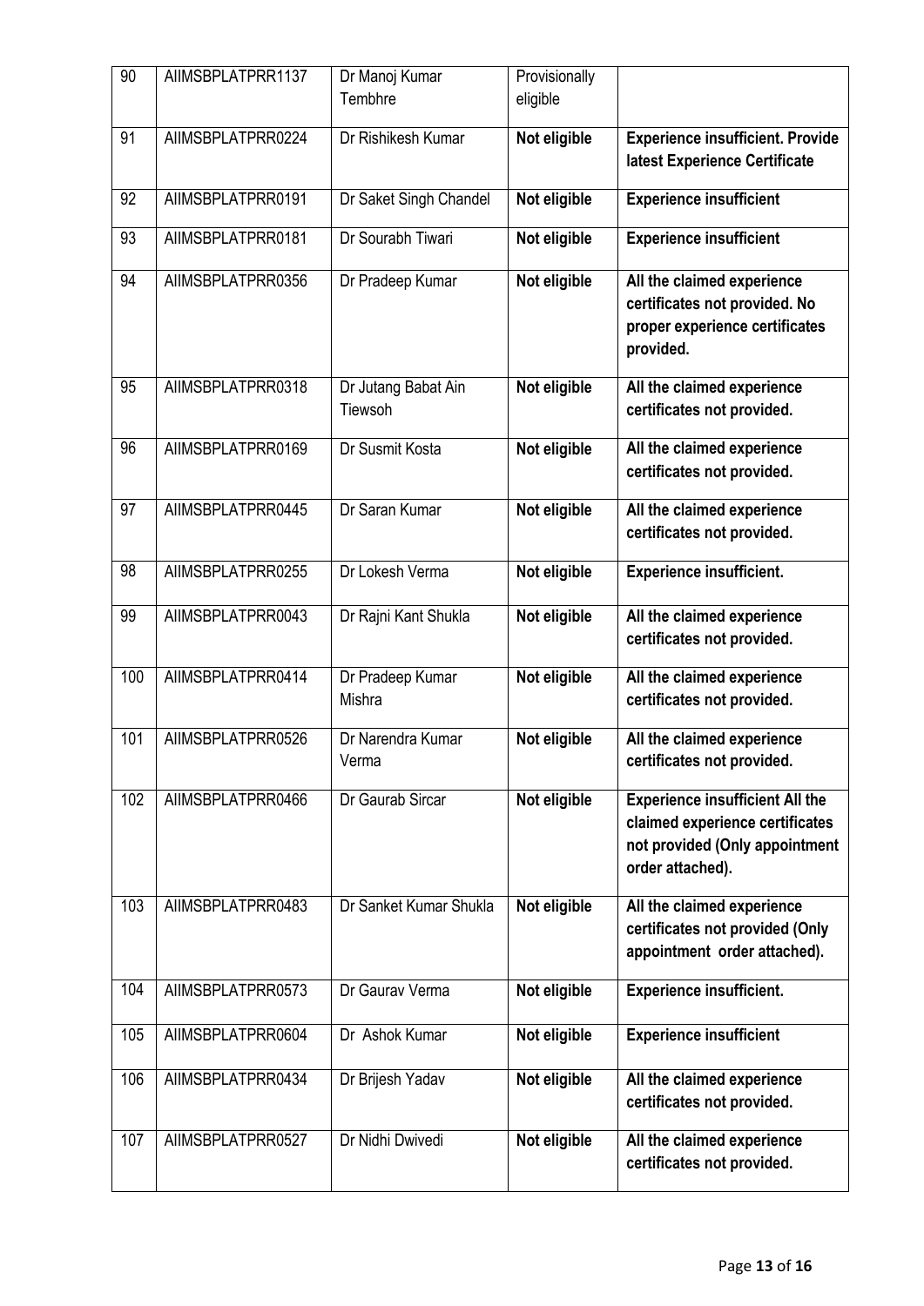| 90 | AIIMSBPLATPRR1137 | Dr Manoj Kumar Tembhre | Provisionally eligible | |
|---|---|---|---|---|
| 91 | AIIMSBPLATPRR0224 | Dr Rishikesh Kumar | **Not eligible** | **Experience insufficient. Provide latest Experience Certificate** |
| 92 | AIIMSBPLATPRR0191 | Dr Saket Singh Chandel | **Not eligible** | **Experience insufficient** |
| 93 | AIIMSBPLATPRR0181 | Dr Sourabh Tiwari | **Not eligible** | **Experience insufficient** |
| 94 | AIIMSBPLATPRR0356 | Dr Pradeep Kumar | **Not eligible** | **All the claimed experience certificates not provided. No proper experience certificates provided.** |
| 95 | AIIMSBPLATPRR0318 | Dr Jutang Babat Ain Tiewsoh | **Not eligible** | **All the claimed experience certificates not provided.** |
| 96 | AIIMSBPLATPRR0169 | Dr Susmit Kosta | **Not eligible** | **All the claimed experience certificates not provided.** |
| 97 | AIIMSBPLATPRR0445 | Dr Saran Kumar | **Not eligible** | **All the claimed experience certificates not provided.** |
| 98 | AIIMSBPLATPRR0255 | Dr Lokesh Verma | **Not eligible** | **Experience insufficient.** |
| 99 | AIIMSBPLATPRR0043 | Dr Rajni Kant Shukla | **Not eligible** | **All the claimed experience certificates not provided.** |
| 100 | AIIMSBPLATPRR0414 | Dr Pradeep Kumar Mishra | **Not eligible** | **All the claimed experience certificates not provided.** |
| 101 | AIIMSBPLATPRR0526 | Dr Narendra Kumar Verma | **Not eligible** | **All the claimed experience certificates not provided.** |
| 102 | AIIMSBPLATPRR0466 | Dr Gaurab Sircar | **Not eligible** | **Experience insufficient All the claimed experience certificates not provided (Only appointment order attached).** |
| 103 | AIIMSBPLATPRR0483 | Dr Sanket Kumar Shukla | **Not eligible** | **All the claimed experience certificates not provided (Only appointment order attached).** |
| 104 | AIIMSBPLATPRR0573 | Dr Gaurav Verma | **Not eligible** | **Experience insufficient.** |
| 105 | AIIMSBPLATPRR0604 | Dr Ashok Kumar | **Not eligible** | **Experience insufficient** |
| 106 | AIIMSBPLATPRR0434 | Dr Brijesh Yadav | **Not eligible** | **All the claimed experience certificates not provided.** |
| 107 | AIIMSBPLATPRR0527 | Dr Nidhi Dwivedi | **Not eligible** | **All the claimed experience certificates not provided.** |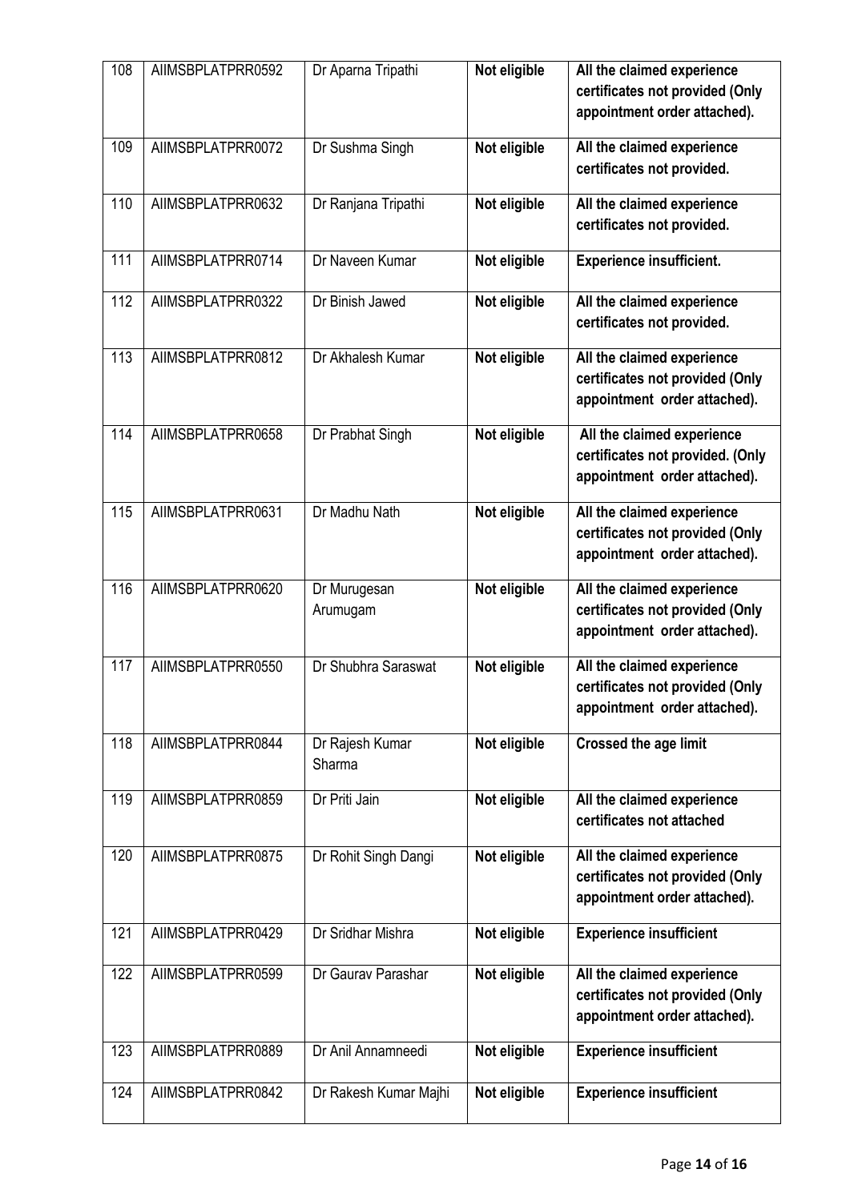| 108 | AIIMSBPLATPRR0592 | Dr Aparna Tripathi | **Not eligible** | **All the claimed experience certificates not provided (Only appointment order attached).** |
|---|---|---|---|---|
| 109 | AIIMSBPLATPRR0072 | Dr Sushma Singh | **Not eligible** | **All the claimed experience certificates not provided.** |
| 110 | AIIMSBPLATPRR0632 | Dr Ranjana Tripathi | **Not eligible** | **All the claimed experience certificates not provided.** |
| 111 | AIIMSBPLATPRR0714 | Dr Naveen Kumar | **Not eligible** | **Experience insufficient.** |
| 112 | AIIMSBPLATPRR0322 | Dr Binish Jawed | **Not eligible** | **All the claimed experience certificates not provided.** |
| 113 | AIIMSBPLATPRR0812 | Dr Akhalesh Kumar | **Not eligible** | **All the claimed experience certificates not provided (Only appointment order attached).** |
| 114 | AIIMSBPLATPRR0658 | Dr Prabhat Singh | **Not eligible** | **All the claimed experience certificates not provided. (Only appointment order attached).** |
| 115 | AIIMSBPLATPRR0631 | Dr Madhu Nath | **Not eligible** | **All the claimed experience certificates not provided (Only appointment order attached).** |
| 116 | AIIMSBPLATPRR0620 | Dr Murugesan Arumugam | **Not eligible** | **All the claimed experience certificates not provided (Only appointment order attached).** |
| 117 | AIIMSBPLATPRR0550 | Dr Shubhra Saraswat | **Not eligible** | **All the claimed experience certificates not provided (Only appointment order attached).** |
| 118 | AIIMSBPLATPRR0844 | Dr Rajesh Kumar Sharma | **Not eligible** | **Crossed the age limit** |
| 119 | AIIMSBPLATPRR0859 | Dr Priti Jain | **Not eligible** | **All the claimed experience certificates not attached** |
| 120 | AIIMSBPLATPRR0875 | Dr Rohit Singh Dangi | **Not eligible** | **All the claimed experience certificates not provided (Only appointment order attached).** |
| 121 | AIIMSBPLATPRR0429 | Dr Sridhar Mishra | **Not eligible** | **Experience insufficient** |
| 122 | AIIMSBPLATPRR0599 | Dr Gaurav Parashar | **Not eligible** | **All the claimed experience certificates not provided (Only appointment order attached).** |
| 123 | AIIMSBPLATPRR0889 | Dr Anil Annamneedi | **Not eligible** | **Experience insufficient** |
| 124 | AIIMSBPLATPRR0842 | Dr Rakesh Kumar Majhi | **Not eligible** | **Experience insufficient** |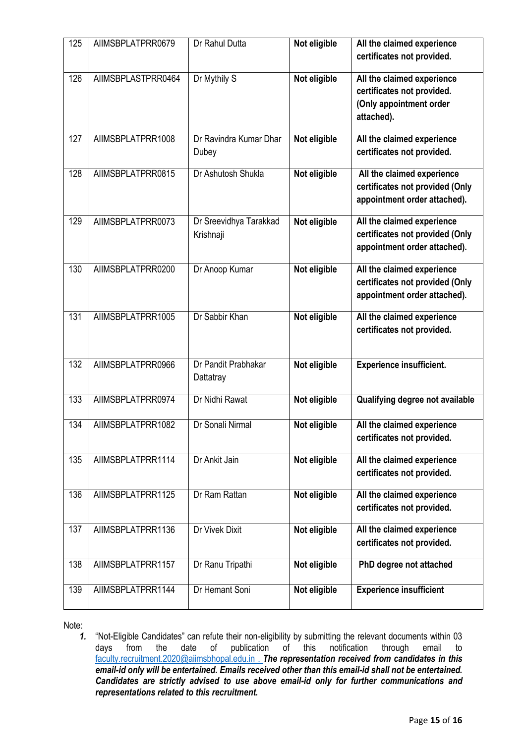| 125 | AIIMSBPLATPRR0679 | Dr Rahul Dutta | **Not eligible** | **All the claimed experience certificates not provided.** |
|---|---|---|---|---|
| 126 | AIIMSBPLASTPRR0464 | Dr Mythily S | **Not eligible** | **All the claimed experience certificates not provided. (Only appointment order attached).** |
| 127 | AIIMSBPLATPRR1008 | Dr Ravindra Kumar Dhar Dubey | **Not eligible** | **All the claimed experience certificates not provided.** |
| 128 | AIIMSBPLATPRR0815 | Dr Ashutosh Shukla | **Not eligible** | **All the claimed experience certificates not provided (Only appointment order attached).** |
| 129 | AIIMSBPLATPRR0073 | Dr Sreevidhya Tarakkad Krishnaji | **Not eligible** | **All the claimed experience certificates not provided (Only appointment order attached).** |
| 130 | AIIMSBPLATPRR0200 | Dr Anoop Kumar | **Not eligible** | **All the claimed experience certificates not provided (Only appointment order attached).** |
| 131 | AIIMSBPLATPRR1005 | Dr Sabbir Khan | **Not eligible** | **All the claimed experience certificates not provided.** |
| 132 | AIIMSBPLATPRR0966 | Dr Pandit Prabhakar Dattatray | **Not eligible** | **Experience insufficient.** |
| 133 | AIIMSBPLATPRR0974 | Dr Nidhi Rawat | **Not eligible** | **Qualifying degree not available** |
| 134 | AIIMSBPLATPRR1082 | Dr Sonali Nirmal | **Not eligible** | **All the claimed experience certificates not provided.** |
| 135 | AIIMSBPLATPRR1114 | Dr Ankit Jain | **Not eligible** | **All the claimed experience certificates not provided.** |
| 136 | AIIMSBPLATPRR1125 | Dr Ram Rattan | **Not eligible** | **All the claimed experience certificates not provided.** |
| 137 | AIIMSBPLATPRR1136 | Dr Vivek Dixit | **Not eligible** | **All the claimed experience certificates not provided.** |
| 138 | AIIMSBPLATPRR1157 | Dr Ranu Tripathi | **Not eligible** | **PhD degree not attached** |
| 139 | AIIMSBPLATPRR1144 | Dr Hemant Soni | **Not eligible** | **Experience insufficient** |

Note:

1. "Not-Eligible Candidates" can refute their non-eligibility by submitting the relevant documents within 03 days from the date of publication of this notification through email to faculty.recruitment.2020@aiimsbhopal.edu.in . ***The representation received from candidates in this email-id only will be entertained. Emails received other than this email-id shall not be entertained. Candidates are strictly advised to use above email-id only for further communications and representations related to this recruitment.***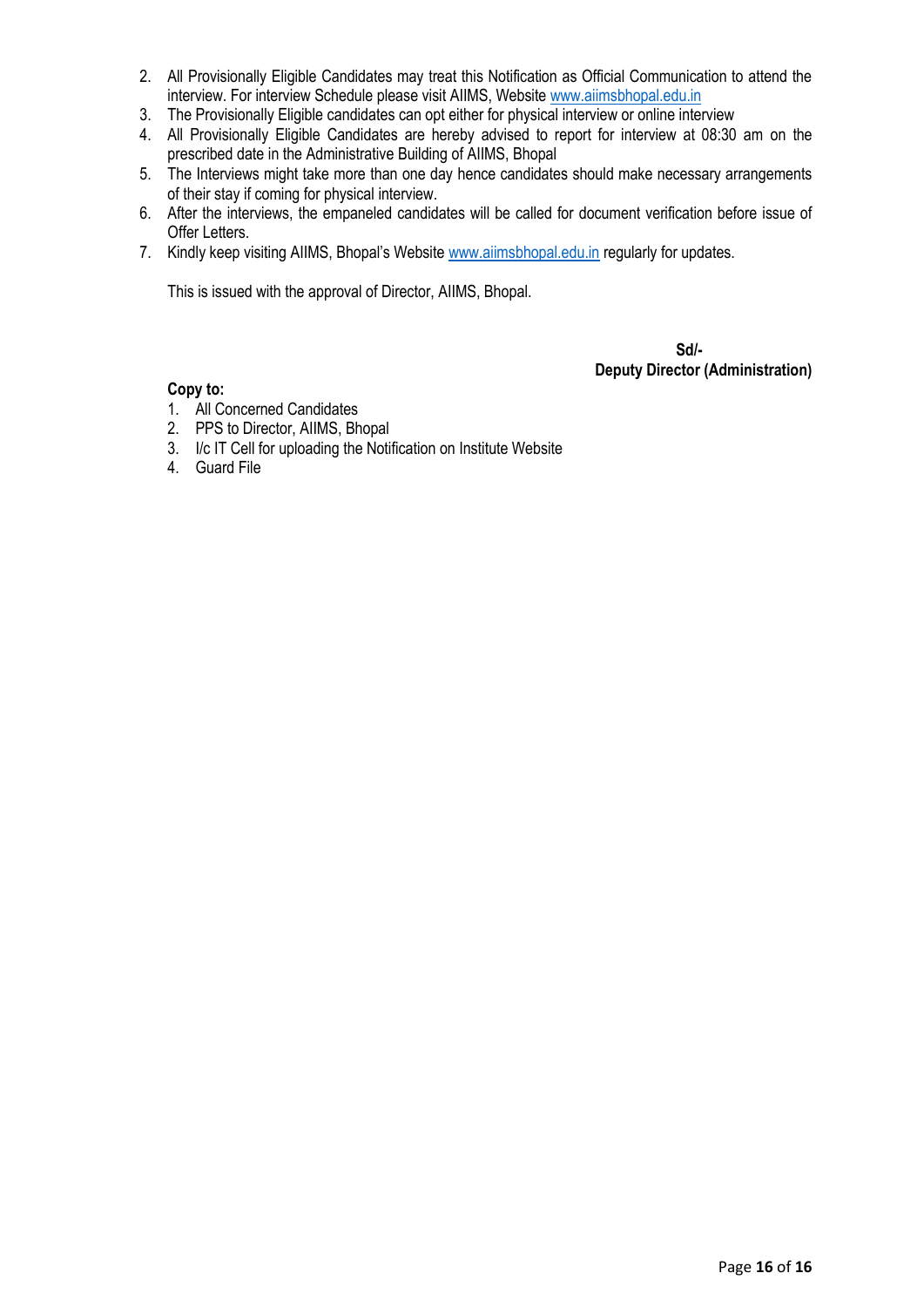2. All Provisionally Eligible Candidates may treat this Notification as Official Communication to attend the interview. For interview Schedule please visit AIIMS, Website www.aiimsbhopal.edu.in
3. The Provisionally Eligible candidates can opt either for physical interview or online interview
4. All Provisionally Eligible Candidates are hereby advised to report for interview at 08:30 am on the prescribed date in the Administrative Building of AIIMS, Bhopal
5. The Interviews might take more than one day hence candidates should make necessary arrangements of their stay if coming for physical interview.
6. After the interviews, the empaneled candidates will be called for document verification before issue of Offer Letters.
7. Kindly keep visiting AIIMS, Bhopal's Website www.aiimsbhopal.edu.in regularly for updates.

This is issued with the approval of Director, AIIMS, Bhopal.

**Sd/-**
**Deputy Director (Administration)**

**Copy to:**

1. All Concerned Candidates
2. PPS to Director, AIIMS, Bhopal
3. I/c IT Cell for uploading the Notification on Institute Website
4. Guard File